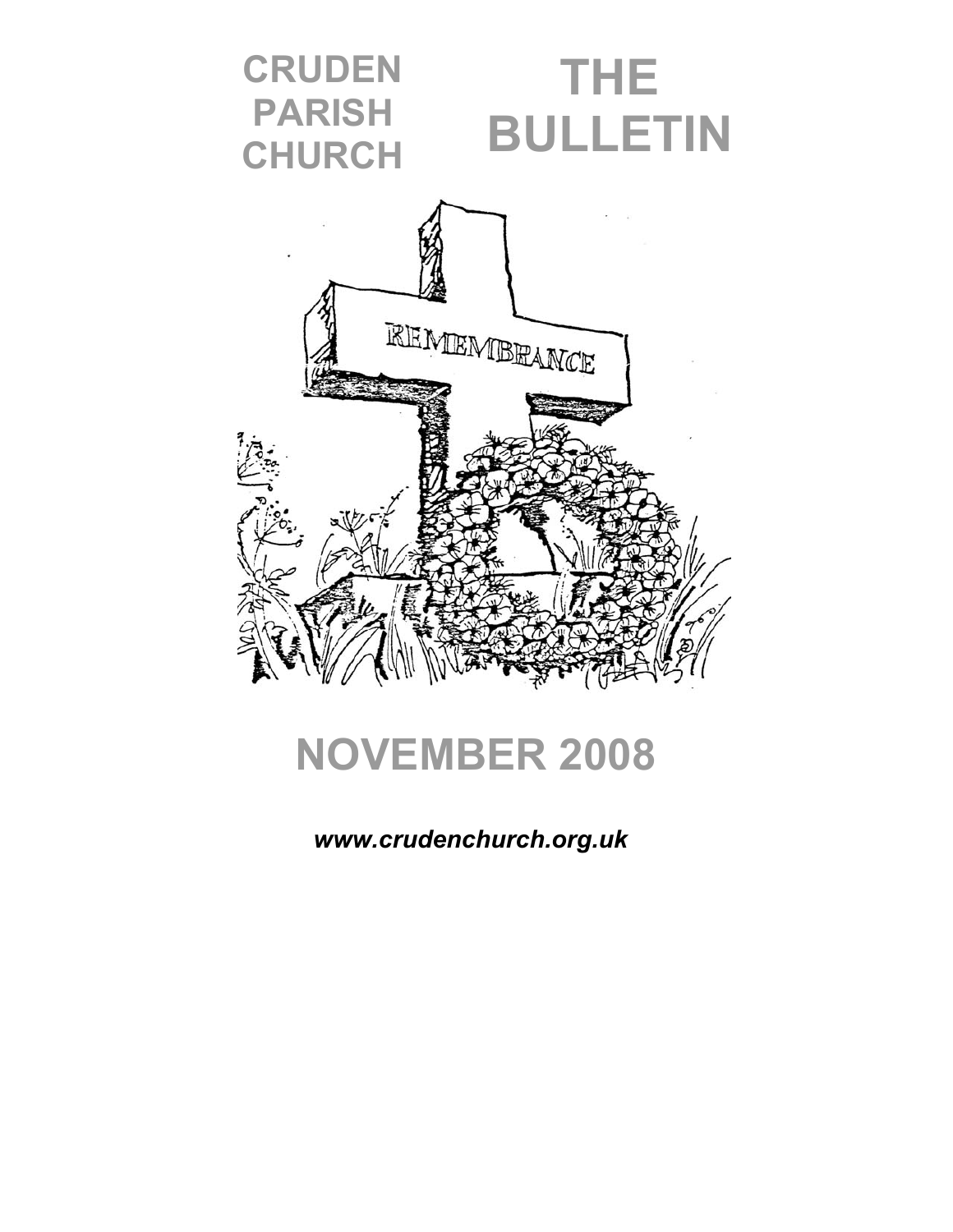# CRUDEN PARISH CHURCH

# THE BULLETIN

REMEMBRANCE

# NOVEMBER 2008

*www.crudenchurch.org.uk*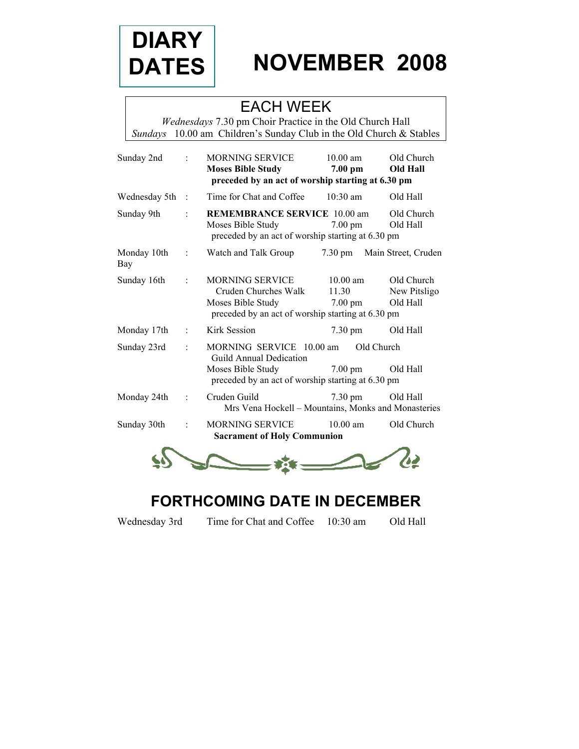# DIARY DATES

# NOVEMBER 2008

## EACH WEEK

*Wednesdays* 7.30 pm Choir Practice in the Old Church Hall
*Sundays* 10.00 am Children's Sunday Club in the Old Church & Stables

| | | | | |
|---|---|---|---|---|
| Sunday 2nd | : | MORNING SERVICE | 10.00 am | Old Church |
| | | **Moses Bible Study** | **7.00 pm** | **Old Hall** |
| | | **preceded by an act of worship starting at 6.30 pm** | | |
| Wednesday 5th | : | Time for Chat and Coffee | 10:30 am | Old Hall |
| Sunday 9th | : | **REMEMBRANCE SERVICE** | 10.00 am | Old Church |
| | | Moses Bible Study | 7.00 pm | Old Hall |
| | | preceded by an act of worship starting at 6.30 pm | | |
| Monday 10th | : | Watch and Talk Group | 7.30 pm | Main Street, Cruden Bay |
| Sunday 16th | : | MORNING SERVICE | 10.00 am | Old Church |
| | | Cruden Churches Walk | 11.30 | New Pitsligo |
| | | Moses Bible Study | 7.00 pm | Old Hall |
| | | preceded by an act of worship starting at 6.30 pm | | |
| Monday 17th | : | Kirk Session | 7.30 pm | Old Hall |
| Sunday 23rd | : | MORNING SERVICE | 10.00 am | Old Church |
| | | Guild Annual Dedication | | |
| | | Moses Bible Study | 7.00 pm | Old Hall |
| | | preceded by an act of worship starting at 6.30 pm | | |
| Monday 24th | : | Cruden Guild | 7.30 pm | Old Hall |
| | | Mrs Vena Hockell – Mountains, Monks and Monasteries | | |
| Sunday 30th | : | MORNING SERVICE | 10.00 am | Old Church |
| | | **Sacrament of Holy Communion** | | |

## FORTHCOMING DATE IN DECEMBER

| | | | |
|---|---|---|---|
| Wednesday 3rd | Time for Chat and Coffee | 10:30 am | Old Hall |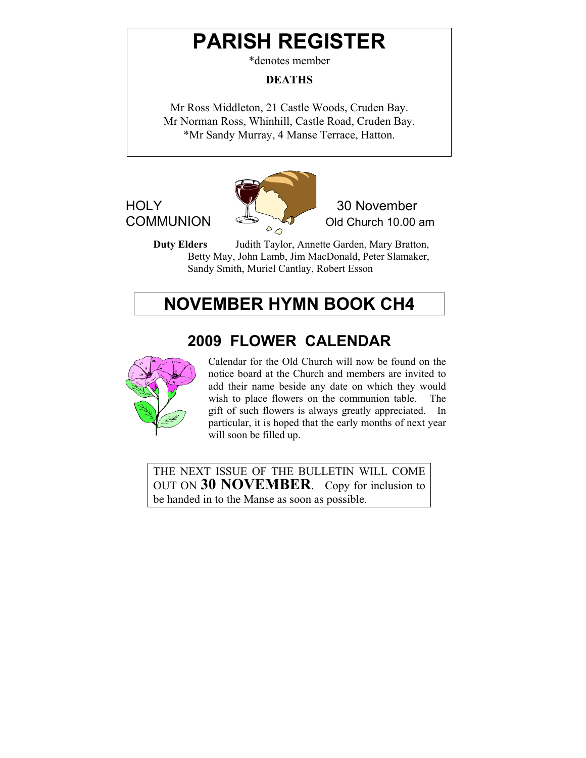# PARISH REGISTER

*denotes member

**DEATHS**

Mr Ross Middleton, 21 Castle Woods, Cruden Bay.
Mr Norman Ross, Whinhill, Castle Road, Cruden Bay.
*Mr Sandy Murray, 4 Manse Terrace, Hatton.

## HOLY COMMUNION

30 November
Old Church 10.00 am

**Duty Elders** Judith Taylor, Annette Garden, Mary Bratton, Betty May, John Lamb, Jim MacDonald, Peter Slamaker, Sandy Smith, Muriel Cantlay, Robert Esson

## NOVEMBER HYMN BOOK CH4

## 2009 FLOWER CALENDAR

Calendar for the Old Church will now be found on the notice board at the Church and members are invited to add their name beside any date on which they would wish to place flowers on the communion table. The gift of such flowers is always greatly appreciated. In particular, it is hoped that the early months of next year will soon be filled up.

THE NEXT ISSUE OF THE BULLETIN WILL COME OUT ON **30 NOVEMBER**. Copy for inclusion to be handed in to the Manse as soon as possible.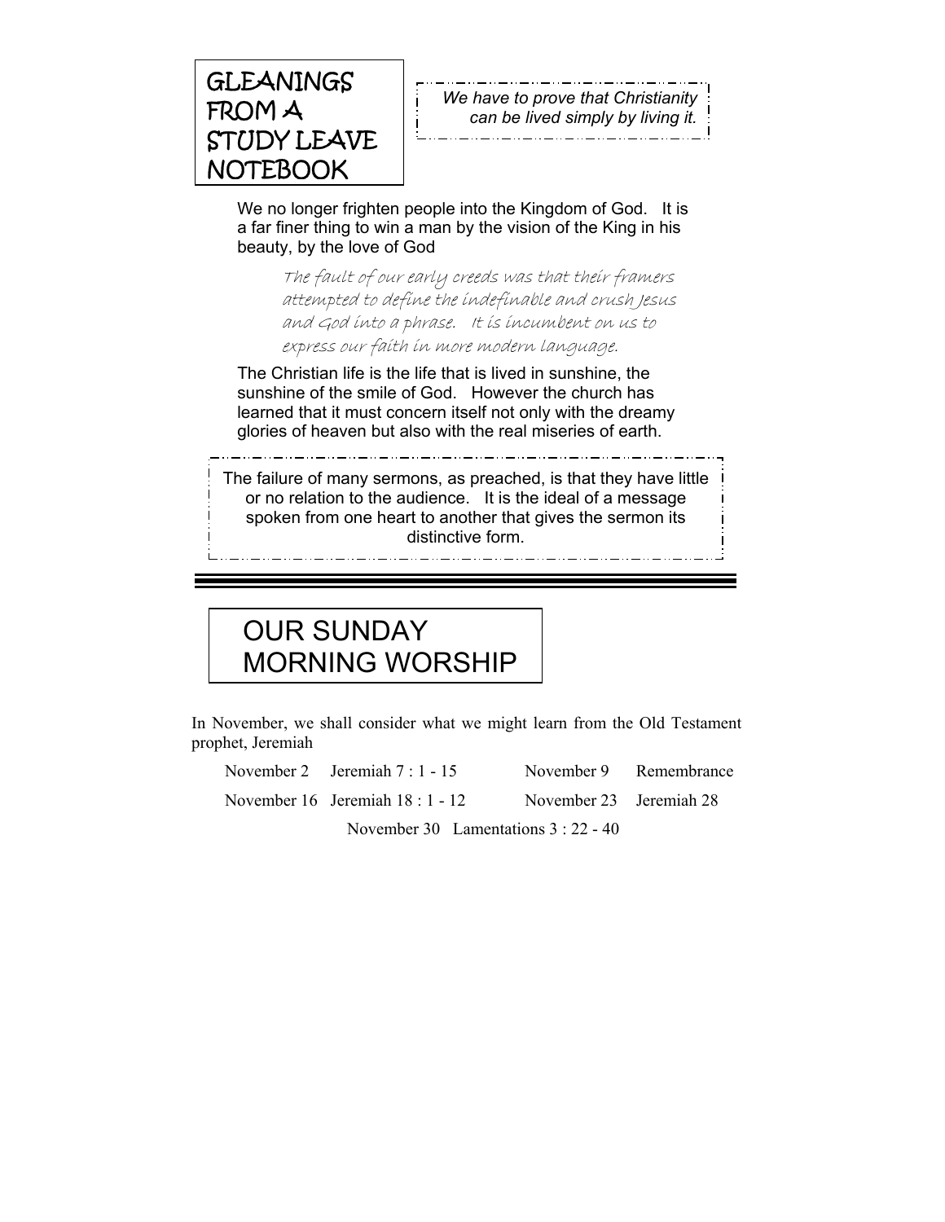# GLEANINGS FROM A STUDY LEAVE NOTEBOOK

*We have to prove that Christianity can be lived simply by living it.*

We no longer frighten people into the Kingdom of God. It is a far finer thing to win a man by the vision of the King in his beauty, by the love of God

> *The fault of our early creeds was that their framers attempted to define the indefinable and crush Jesus and God into a phrase. It is incumbent on us to express our faith in more modern language.*

The Christian life is the life that is lived in sunshine, the sunshine of the smile of God. However the church has learned that it must concern itself not only with the dreamy glories of heaven but also with the real miseries of earth.

The failure of many sermons, as preached, is that they have little or no relation to the audience. It is the ideal of a message spoken from one heart to another that gives the sermon its distinctive form.

---

# OUR SUNDAY MORNING WORSHIP

In November, we shall consider what we might learn from the Old Testament prophet, Jeremiah

| | | | |
|---|---|---|---|
| November 2 | Jeremiah 7 : 1 - 15 | November 9 | Remembrance |
| November 16 | Jeremiah 18 : 1 - 12 | November 23 | Jeremiah 28 |
| November 30 | Lamentations 3 : 22 - 40 | | |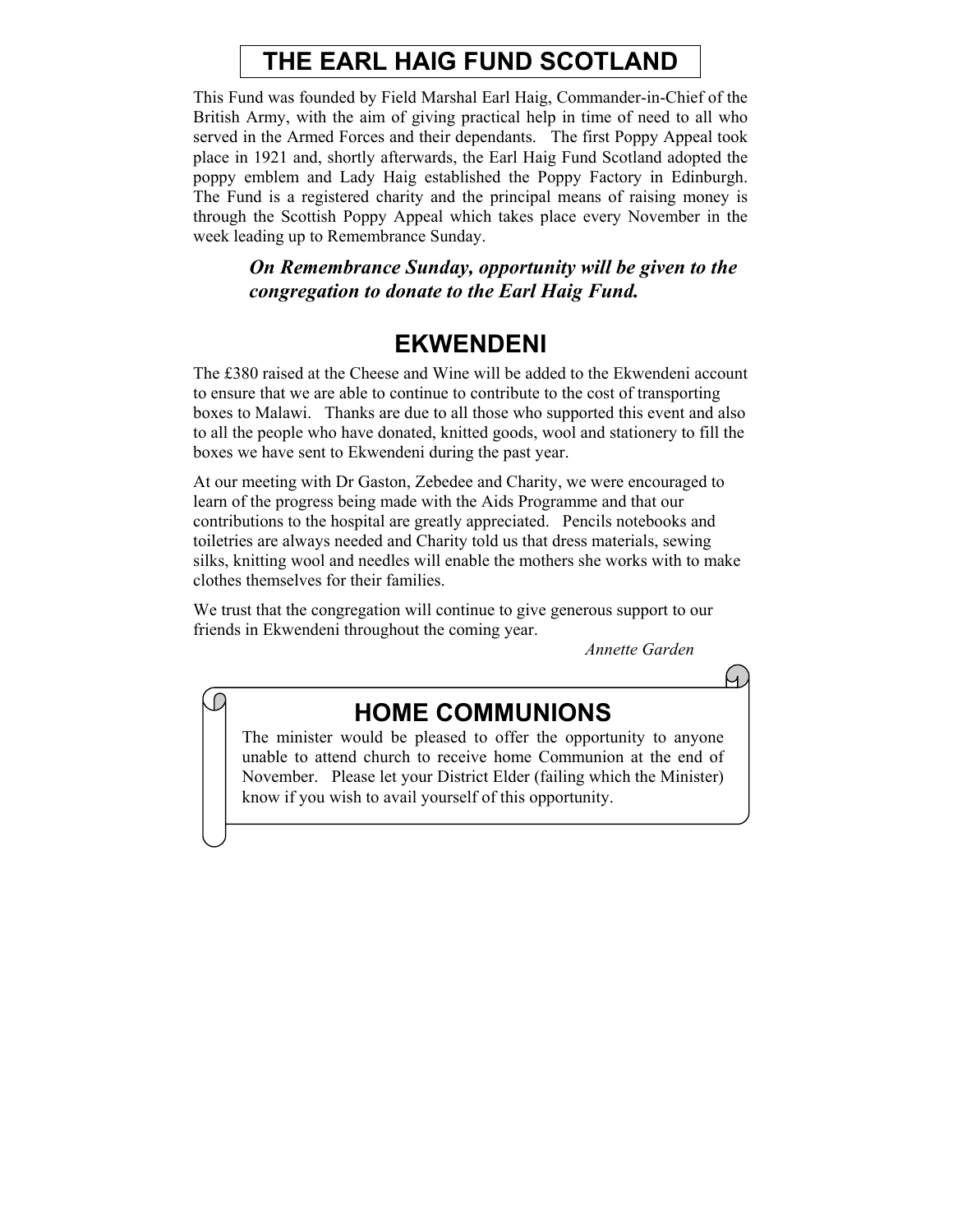# THE EARL HAIG FUND SCOTLAND

This Fund was founded by Field Marshal Earl Haig, Commander-in-Chief of the British Army, with the aim of giving practical help in time of need to all who served in the Armed Forces and their dependants. The first Poppy Appeal took place in 1921 and, shortly afterwards, the Earl Haig Fund Scotland adopted the poppy emblem and Lady Haig established the Poppy Factory in Edinburgh. The Fund is a registered charity and the principal means of raising money is through the Scottish Poppy Appeal which takes place every November in the week leading up to Remembrance Sunday.

***On Remembrance Sunday, opportunity will be given to the congregation to donate to the Earl Haig Fund.***

# EKWENDENI

The £380 raised at the Cheese and Wine will be added to the Ekwendeni account to ensure that we are able to continue to contribute to the cost of transporting boxes to Malawi. Thanks are due to all those who supported this event and also to all the people who have donated, knitted goods, wool and stationery to fill the boxes we have sent to Ekwendeni during the past year.

At our meeting with Dr Gaston, Zebedee and Charity, we were encouraged to learn of the progress being made with the Aids Programme and that our contributions to the hospital are greatly appreciated. Pencils notebooks and toiletries are always needed and Charity told us that dress materials, sewing silks, knitting wool and needles will enable the mothers she works with to make clothes themselves for their families.

We trust that the congregation will continue to give generous support to our friends in Ekwendeni throughout the coming year.

*Annette Garden*

# HOME COMMUNIONS

The minister would be pleased to offer the opportunity to anyone unable to attend church to receive home Communion at the end of November. Please let your District Elder (failing which the Minister) know if you wish to avail yourself of this opportunity.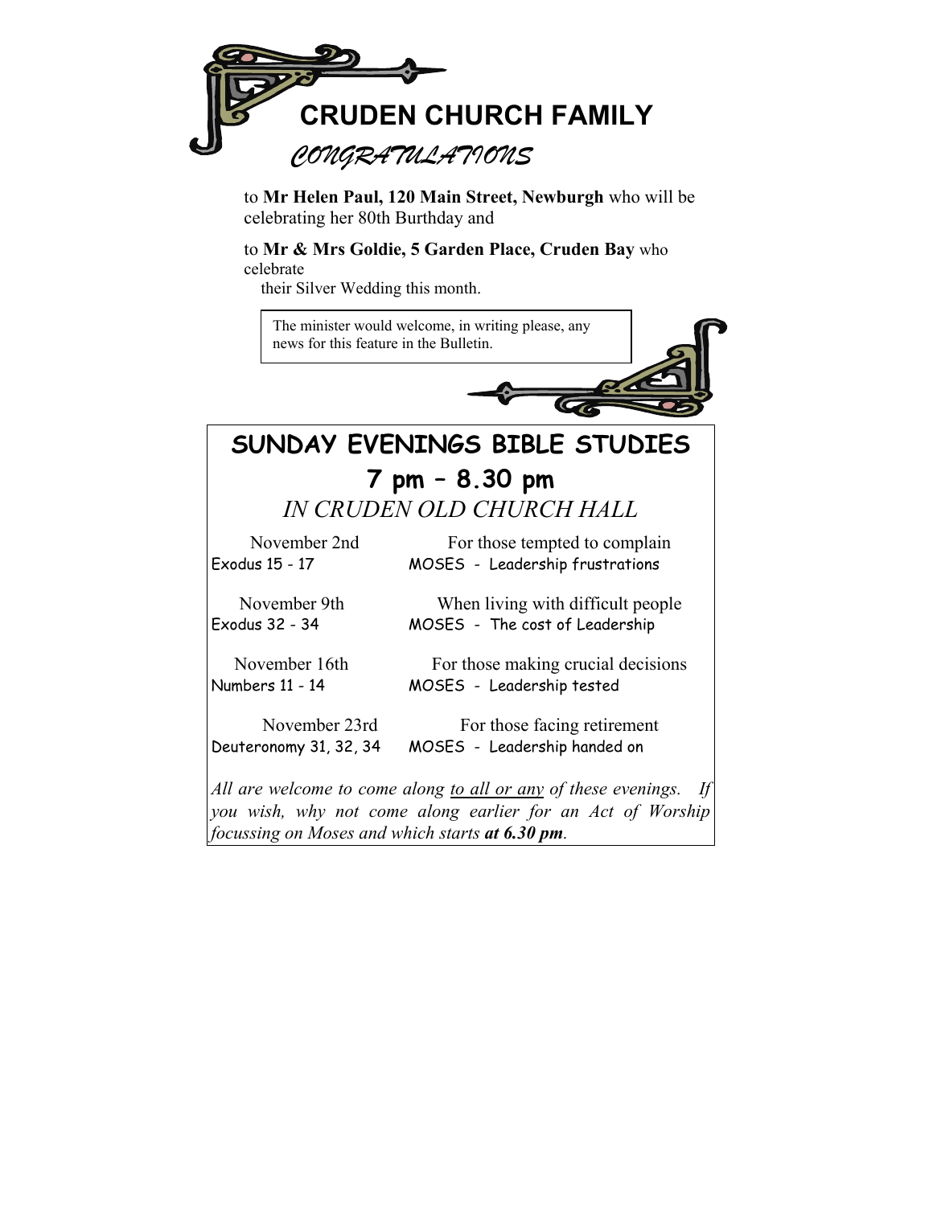# CRUDEN CHURCH FAMILY

## *CONGRATULATIONS*

to **Mr Helen Paul, 120 Main Street, Newburgh** who will be celebrating her 80th Burthday and

to **Mr & Mrs Goldie, 5 Garden Place, Cruden Bay** who celebrate their Silver Wedding this month.

The minister would welcome, in writing please, any news for this feature in the Bulletin.

## SUNDAY EVENINGS BIBLE STUDIES

### 7 pm – 8.30 pm

*IN CRUDEN OLD CHURCH HALL*

| | |
|---|---|
| November 2nd<br>Exodus 15 - 17 | For those tempted to complain<br>MOSES - Leadership frustrations |
| November 9th<br>Exodus 32 - 34 | When living with difficult people<br>MOSES - The cost of Leadership |
| November 16th<br>Numbers 11 - 14 | For those making crucial decisions<br>MOSES - Leadership tested |
| November 23rd<br>Deuteronomy 31, 32, 34 | For those facing retirement<br>MOSES - Leadership handed on |

*All are welcome to come along <u>to all or any</u> of these evenings. If you wish, why not come along earlier for an Act of Worship focussing on Moses and which starts* ***at 6.30 pm****.*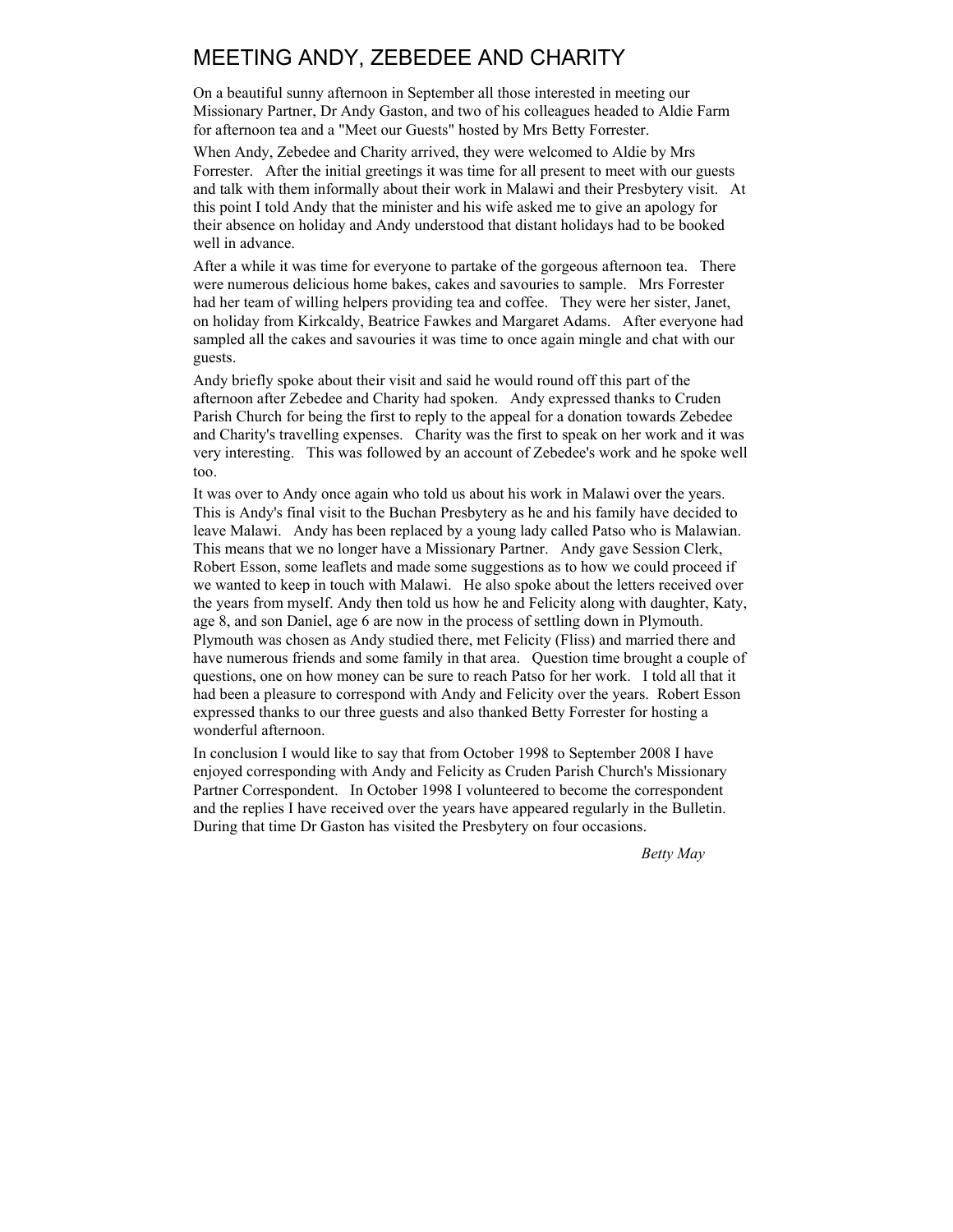# MEETING ANDY, ZEBEDEE AND CHARITY

On a beautiful sunny afternoon in September all those interested in meeting our Missionary Partner, Dr Andy Gaston, and two of his colleagues headed to Aldie Farm for afternoon tea and a "Meet our Guests" hosted by Mrs Betty Forrester.

When Andy, Zebedee and Charity arrived, they were welcomed to Aldie by Mrs Forrester. After the initial greetings it was time for all present to meet with our guests and talk with them informally about their work in Malawi and their Presbytery visit. At this point I told Andy that the minister and his wife asked me to give an apology for their absence on holiday and Andy understood that distant holidays had to be booked well in advance.

After a while it was time for everyone to partake of the gorgeous afternoon tea. There were numerous delicious home bakes, cakes and savouries to sample. Mrs Forrester had her team of willing helpers providing tea and coffee. They were her sister, Janet, on holiday from Kirkcaldy, Beatrice Fawkes and Margaret Adams. After everyone had sampled all the cakes and savouries it was time to once again mingle and chat with our guests.

Andy briefly spoke about their visit and said he would round off this part of the afternoon after Zebedee and Charity had spoken. Andy expressed thanks to Cruden Parish Church for being the first to reply to the appeal for a donation towards Zebedee and Charity's travelling expenses. Charity was the first to speak on her work and it was very interesting. This was followed by an account of Zebedee's work and he spoke well too.

It was over to Andy once again who told us about his work in Malawi over the years. This is Andy's final visit to the Buchan Presbytery as he and his family have decided to leave Malawi. Andy has been replaced by a young lady called Patso who is Malawian. This means that we no longer have a Missionary Partner. Andy gave Session Clerk, Robert Esson, some leaflets and made some suggestions as to how we could proceed if we wanted to keep in touch with Malawi. He also spoke about the letters received over the years from myself. Andy then told us how he and Felicity along with daughter, Katy, age 8, and son Daniel, age 6 are now in the process of settling down in Plymouth. Plymouth was chosen as Andy studied there, met Felicity (Fliss) and married there and have numerous friends and some family in that area. Question time brought a couple of questions, one on how money can be sure to reach Patso for her work. I told all that it had been a pleasure to correspond with Andy and Felicity over the years. Robert Esson expressed thanks to our three guests and also thanked Betty Forrester for hosting a wonderful afternoon.

In conclusion I would like to say that from October 1998 to September 2008 I have enjoyed corresponding with Andy and Felicity as Cruden Parish Church's Missionary Partner Correspondent. In October 1998 I volunteered to become the correspondent and the replies I have received over the years have appeared regularly in the Bulletin. During that time Dr Gaston has visited the Presbytery on four occasions.

*Betty May*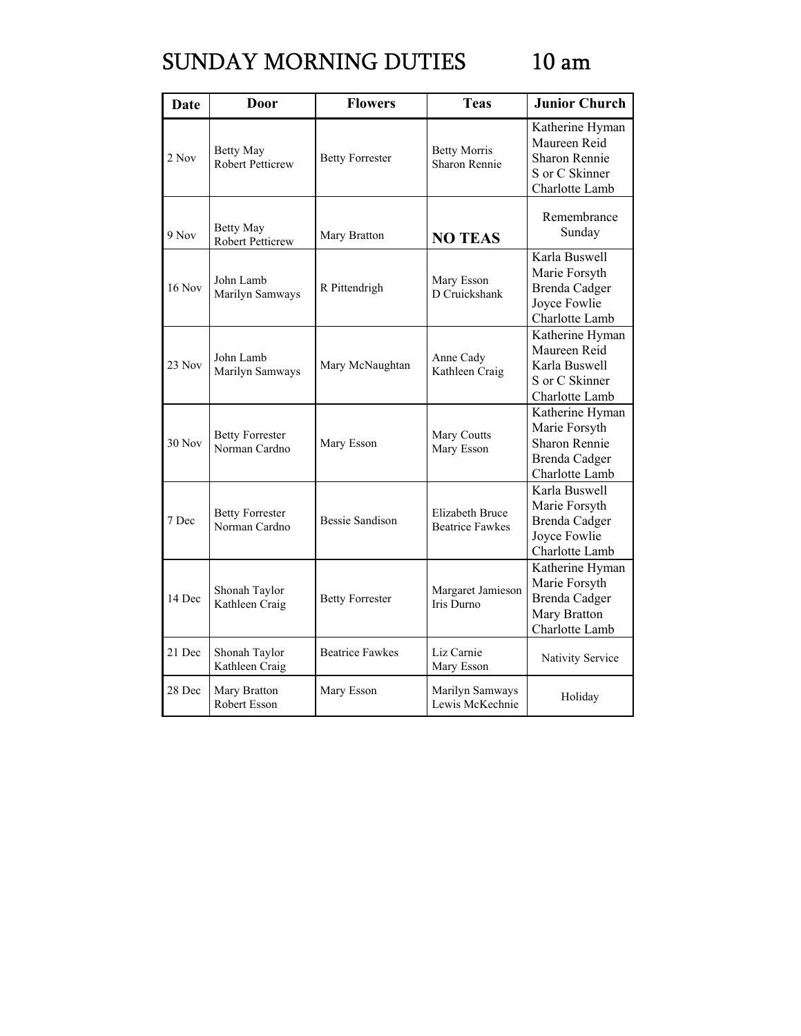# SUNDAY MORNING DUTIES 10 am

| Date | Door | Flowers | Teas | Junior Church |
|---|---|---|---|---|
| 2 Nov | Betty May<br>Robert Petticrew | Betty Forrester | Betty Morris<br>Sharon Rennie | Katherine Hyman<br>Maureen Reid<br>Sharon Rennie<br>S or C Skinner<br>Charlotte Lamb |
| 9 Nov | Betty May<br>Robert Petticrew | Mary Bratton | **NO TEAS** | Remembrance Sunday |
| 16 Nov | John Lamb<br>Marilyn Samways | R Pittendrigh | Mary Esson<br>D Cruickshank | Karla Buswell<br>Marie Forsyth<br>Brenda Cadger<br>Joyce Fowlie<br>Charlotte Lamb |
| 23 Nov | John Lamb<br>Marilyn Samways | Mary McNaughtan | Anne Cady<br>Kathleen Craig | Katherine Hyman<br>Maureen Reid<br>Karla Buswell<br>S or C Skinner<br>Charlotte Lamb |
| 30 Nov | Betty Forrester<br>Norman Cardno | Mary Esson | Mary Coutts<br>Mary Esson | Katherine Hyman<br>Marie Forsyth<br>Sharon Rennie<br>Brenda Cadger<br>Charlotte Lamb |
| 7 Dec | Betty Forrester<br>Norman Cardno | Bessie Sandison | Elizabeth Bruce<br>Beatrice Fawkes | Karla Buswell<br>Marie Forsyth<br>Brenda Cadger<br>Joyce Fowlie<br>Charlotte Lamb |
| 14 Dec | Shonah Taylor<br>Kathleen Craig | Betty Forrester | Margaret Jamieson<br>Iris Durno | Katherine Hyman<br>Marie Forsyth<br>Brenda Cadger<br>Mary Bratton<br>Charlotte Lamb |
| 21 Dec | Shonah Taylor<br>Kathleen Craig | Beatrice Fawkes | Liz Carnie<br>Mary Esson | Nativity Service |
| 28 Dec | Mary Bratton<br>Robert Esson | Mary Esson | Marilyn Samways<br>Lewis McKechnie | Holiday |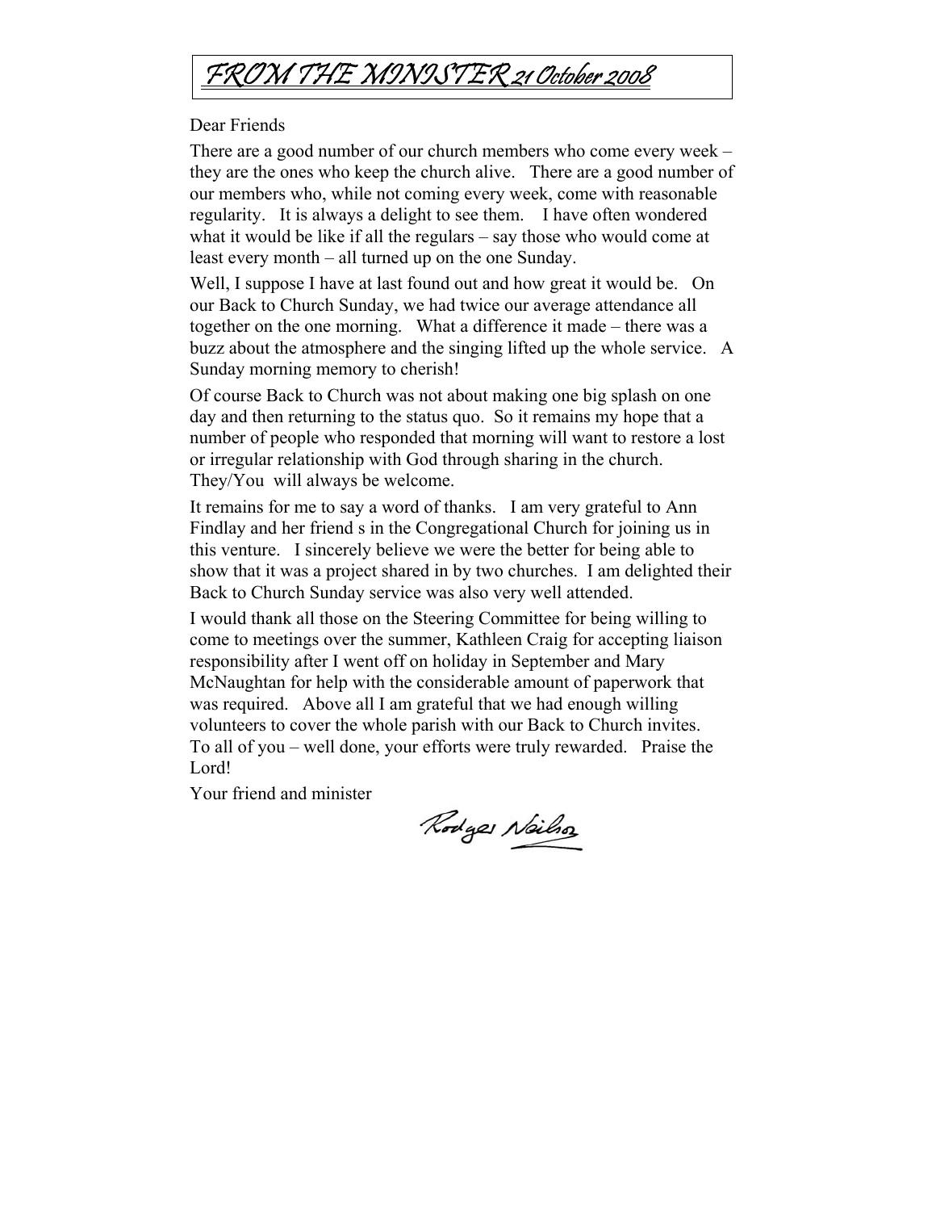# *FROM THE MINISTER 21 October 2008*

Dear Friends

There are a good number of our church members who come every week – they are the ones who keep the church alive. There are a good number of our members who, while not coming every week, come with reasonable regularity. It is always a delight to see them. I have often wondered what it would be like if all the regulars – say those who would come at least every month – all turned up on the one Sunday.

Well, I suppose I have at last found out and how great it would be. On our Back to Church Sunday, we had twice our average attendance all together on the one morning. What a difference it made – there was a buzz about the atmosphere and the singing lifted up the whole service. A Sunday morning memory to cherish!

Of course Back to Church was not about making one big splash on one day and then returning to the status quo. So it remains my hope that a number of people who responded that morning will want to restore a lost or irregular relationship with God through sharing in the church. They/You will always be welcome.

It remains for me to say a word of thanks. I am very grateful to Ann Findlay and her friend s in the Congregational Church for joining us in this venture. I sincerely believe we were the better for being able to show that it was a project shared in by two churches. I am delighted their Back to Church Sunday service was also very well attended.

I would thank all those on the Steering Committee for being willing to come to meetings over the summer, Kathleen Craig for accepting liaison responsibility after I went off on holiday in September and Mary McNaughtan for help with the considerable amount of paperwork that was required. Above all I am grateful that we had enough willing volunteers to cover the whole parish with our Back to Church invites. To all of you – well done, your efforts were truly rewarded. Praise the Lord!

Your friend and minister

Rodger Neilson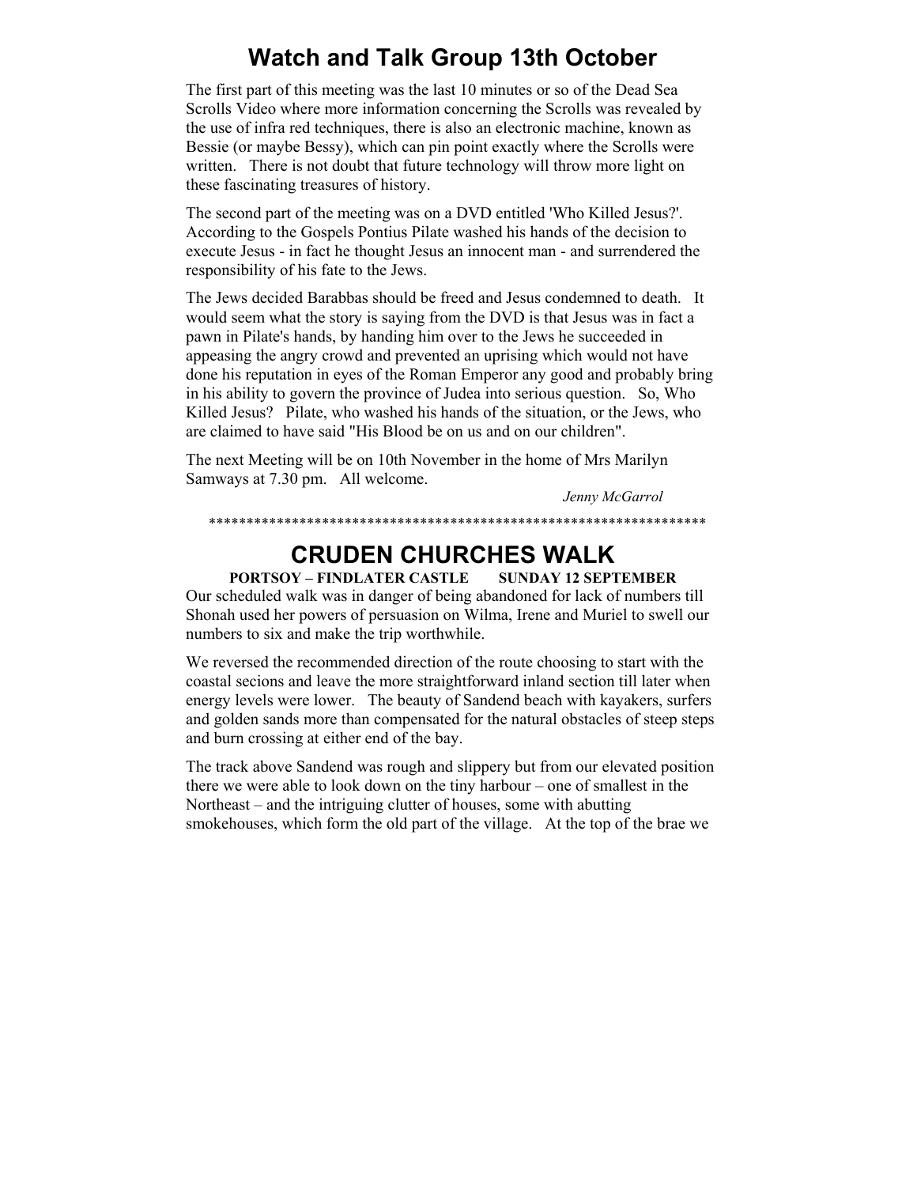# Watch and Talk Group 13th October

The first part of this meeting was the last 10 minutes or so of the Dead Sea Scrolls Video where more information concerning the Scrolls was revealed by the use of infra red techniques, there is also an electronic machine, known as Bessie (or maybe Bessy), which can pin point exactly where the Scrolls were written. There is not doubt that future technology will throw more light on these fascinating treasures of history.

The second part of the meeting was on a DVD entitled 'Who Killed Jesus?'. According to the Gospels Pontius Pilate washed his hands of the decision to execute Jesus - in fact he thought Jesus an innocent man - and surrendered the responsibility of his fate to the Jews.

The Jews decided Barabbas should be freed and Jesus condemned to death. It would seem what the story is saying from the DVD is that Jesus was in fact a pawn in Pilate's hands, by handing him over to the Jews he succeeded in appeasing the angry crowd and prevented an uprising which would not have done his reputation in eyes of the Roman Emperor any good and probably bring in his ability to govern the province of Judea into serious question. So, Who Killed Jesus? Pilate, who washed his hands of the situation, or the Jews, who are claimed to have said "His Blood be on us and on our children".

The next Meeting will be on 10th November in the home of Mrs Marilyn Samways at 7.30 pm. All welcome.

*Jenny McGarrol*

*******************************************************************

# CRUDEN CHURCHES WALK

**PORTSOY – FINDLATER CASTLE SUNDAY 12 SEPTEMBER**

Our scheduled walk was in danger of being abandoned for lack of numbers till Shonah used her powers of persuasion on Wilma, Irene and Muriel to swell our numbers to six and make the trip worthwhile.

We reversed the recommended direction of the route choosing to start with the coastal secions and leave the more straightforward inland section till later when energy levels were lower. The beauty of Sandend beach with kayakers, surfers and golden sands more than compensated for the natural obstacles of steep steps and burn crossing at either end of the bay.

The track above Sandend was rough and slippery but from our elevated position there we were able to look down on the tiny harbour – one of smallest in the Northeast – and the intriguing clutter of houses, some with abutting smokehouses, which form the old part of the village. At the top of the brae we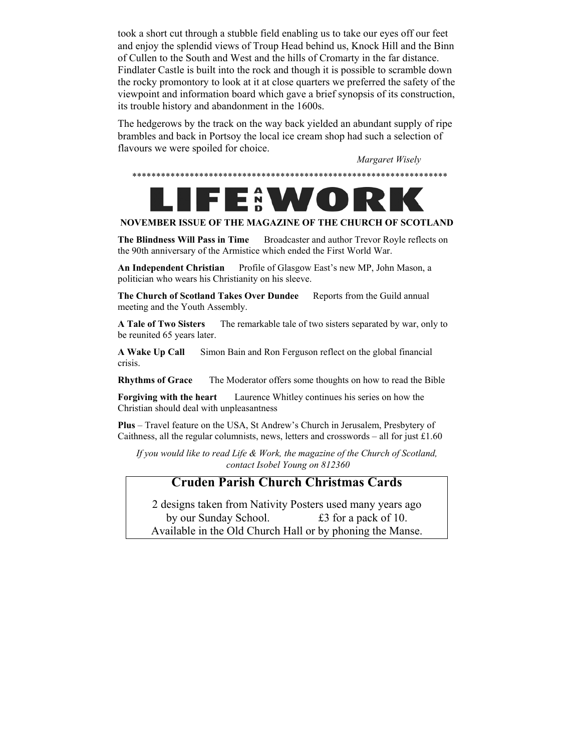took a short cut through a stubble field enabling us to take our eyes off our feet and enjoy the splendid views of Troup Head behind us, Knock Hill and the Binn of Cullen to the South and West and the hills of Cromarty in the far distance. Findlater Castle is built into the rock and though it is possible to scramble down the rocky promontory to look at it at close quarters we preferred the safety of the viewpoint and information board which gave a brief synopsis of its construction, its trouble history and abandonment in the 1600s.

The hedgerows by the track on the way back yielded an abundant supply of ripe brambles and back in Portsoy the local ice cream shop had such a selection of flavours we were spoiled for choice.

*Margaret Wisely*

*******************************************************************

# LIFE AND WORK

**NOVEMBER ISSUE OF THE MAGAZINE OF THE CHURCH OF SCOTLAND**

**The Blindness Will Pass in Time** Broadcaster and author Trevor Royle reflects on the 90th anniversary of the Armistice which ended the First World War.

**An Independent Christian** Profile of Glasgow East's new MP, John Mason, a politician who wears his Christianity on his sleeve.

**The Church of Scotland Takes Over Dundee** Reports from the Guild annual meeting and the Youth Assembly.

**A Tale of Two Sisters** The remarkable tale of two sisters separated by war, only to be reunited 65 years later.

**A Wake Up Call** Simon Bain and Ron Ferguson reflect on the global financial crisis.

**Rhythms of Grace** The Moderator offers some thoughts on how to read the Bible

**Forgiving with the heart** Laurence Whitley continues his series on how the Christian should deal with unpleasantness

**Plus** – Travel feature on the USA, St Andrew's Church in Jerusalem, Presbytery of Caithness, all the regular columnists, news, letters and crosswords – all for just £1.60

*If you would like to read Life & Work, the magazine of the Church of Scotland, contact Isobel Young on 812360*

## Cruden Parish Church Christmas Cards

2 designs taken from Nativity Posters used many years ago by our Sunday School. £3 for a pack of 10.
Available in the Old Church Hall or by phoning the Manse.